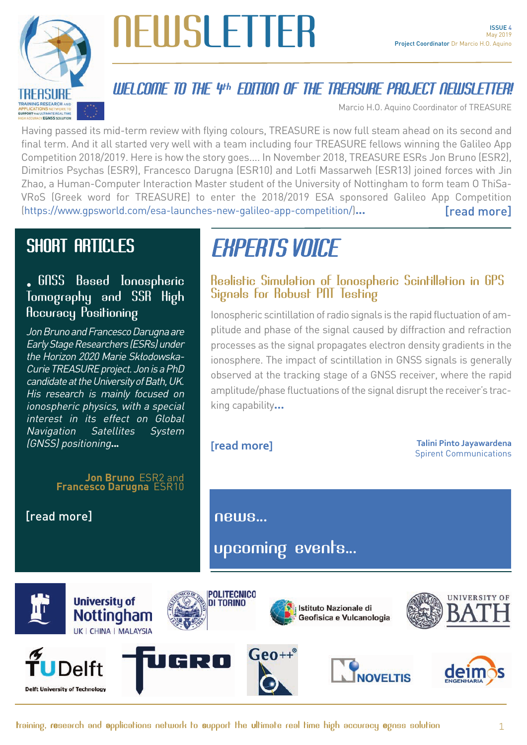# NEWSLETTER

ISSUE 4
May 2019
Project Coordinator Dr Marcio H.O. Aquino

## WELCOME TO THE 4th EDITION OF THE TREASURE PROJECT NEWSLETTER!

Marcio H.O. Aquino Coordinator of TREASURE

Having passed its mid-term review with flying colours, TREASURE is now full steam ahead on its second and final term. And it all started very well with a team including four TREASURE fellows winning the Galileo App Competition 2018/2019. Here is how the story goes.... In November 2018, TREASURE ESRs Jon Bruno (ESR2), Dimitrios Psychas (ESR9), Francesco Darugna (ESR10) and Lotfi Massarweh (ESR13) joined forces with Jin Zhao, a Human-Computer Interaction Master student of the University of Nottingham to form team O ThiSa-VRoS (Greek word for TREASURE) to enter the 2018/2019 ESA sponsored Galileo App Competition (https://www.gpsworld.com/esa-launches-new-galileo-app-competition/)... [read more]

## SHORT ARTICLES

### • GNSS Based Ionospheric Tomography and SSR High Accuracy Positioning

*Jon Bruno and Francesco Darugna are Early Stage Researchers (ESRs) under the Horizon 2020 Marie Skłodowska-Curie TREASURE project. Jon is a PhD candidate at the University of Bath, UK. His research is mainly focused on ionospheric physics, with a special interest in its effect on Global Navigation Satellites System (GNSS) positioning...*

**Jon Bruno** ESR2 and
**Francesco Darugna** ESR10

[read more]

## EXPERTS VOICE

### Realistic Simulation of Ionospheric Scintillation in GPS Signals for Robust PNT Testing

Ionospheric scintillation of radio signals is the rapid fluctuation of amplitude and phase of the signal caused by diffraction and refraction processes as the signal propagates electron density gradients in the ionosphere. The impact of scintillation in GNSS signals is generally observed at the tracking stage of a GNSS receiver, where the rapid amplitude/phase fluctuations of the signal disrupt the receiver's tracking capability...

[read more]

**Talini Pinto Jayawardena**
Spirent Communications

## news...

## upcoming events...

University of Nottingham UK | CHINA | MALAYSIA · Politecnico di Torino · Istituto Nazionale di Geofisica e Vulcanologia · University of Bath · TU Delft Delft University of Technology · Fugro · Geo++® · Noveltis · deimos engenharia

training, research and applications network to support the ultimate real time high accuracy egnss solution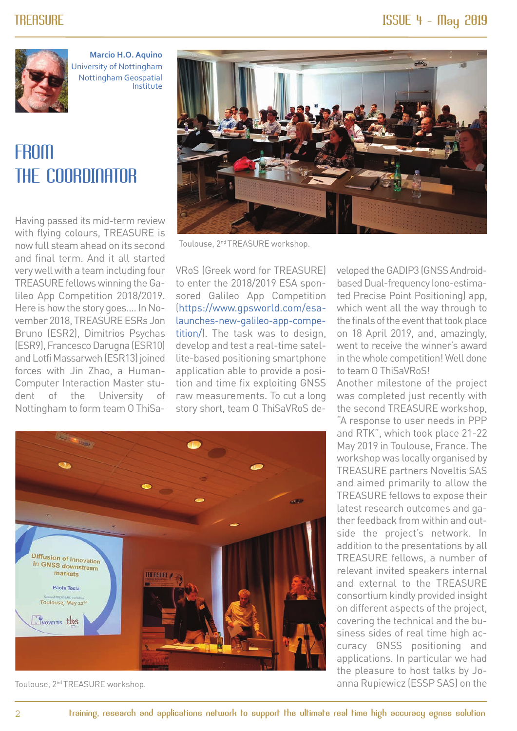Marcio H.O. Aquino
University of Nottingham
Nottingham Geospatial Institute

# FROM THE COORDINATOR

Having passed its mid-term review with flying colours, TREASURE is now full steam ahead on its second and final term. And it all started very well with a team including four TREASURE fellows winning the Galileo App Competition 2018/2019. Here is how the story goes.... In November 2018, TREASURE ESRs Jon Bruno (ESR2), Dimitrios Psychas (ESR9), Francesco Darugna (ESR10) and Lotfi Massarweh (ESR13) joined forces with Jin Zhao, a Human-Computer Interaction Master student of the University of Nottingham to form team O ThiSaVRoS (Greek word for TREASURE) to enter the 2018/2019 ESA sponsored Galileo App Competition (https://www.gpsworld.com/esa-launches-new-galileo-app-competition/). The task was to design, develop and test a real-time satellite-based positioning smartphone application able to provide a position and time fix exploiting GNSS raw measurements. To cut a long story short, team O ThiSaVRoS developed the GADIP3 (GNSS Android-based Dual-frequency Iono-estimated Precise Point Positioning) app, which went all the way through to the finals of the event that took place on 18 April 2019, and, amazingly, went to receive the winner's award in the whole competition! Well done to team O ThiSaVRoS!

Toulouse, 2nd TREASURE workshop.

Toulouse, 2nd TREASURE workshop.

Another milestone of the project was completed just recently with the second TREASURE workshop, "A response to user needs in PPP and RTK", which took place 21-22 May 2019 in Toulouse, France. The workshop was locally organised by TREASURE partners Noveltis SAS and aimed primarily to allow the TREASURE fellows to expose their latest research outcomes and gather feedback from within and outside the project's network. In addition to the presentations by all TREASURE fellows, a number of relevant invited speakers internal and external to the TREASURE consortium kindly provided insight on different aspects of the project, covering the technical and the business sides of real time high accuracy GNSS positioning and applications. In particular we had the pleasure to host talks by Joanna Rupiewicz (ESSP SAS) on the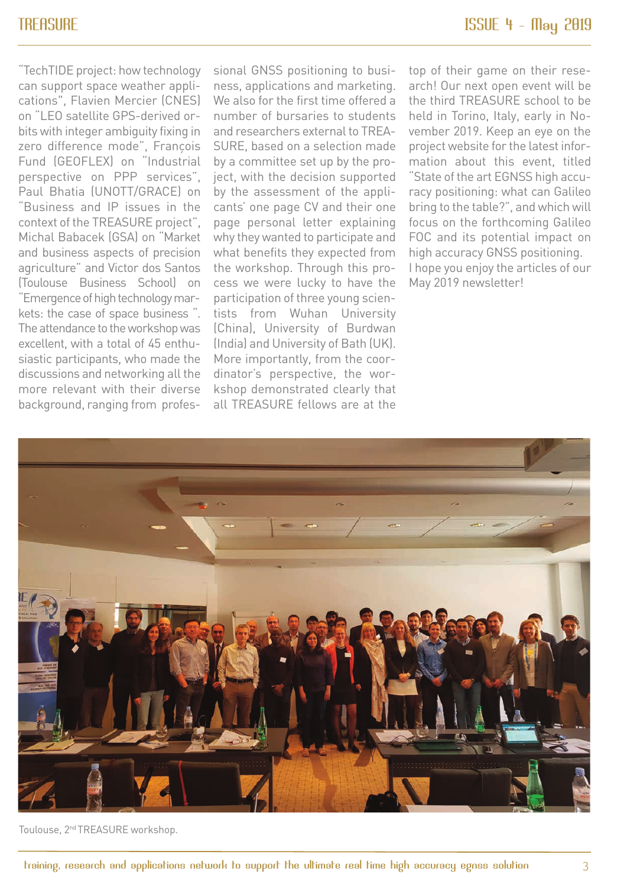"TechTIDE project: how technology can support space weather applications", Flavien Mercier (CNES) on "LEO satellite GPS-derived orbits with integer ambiguity fixing in zero difference mode", François Fund (GEOFLEX) on "Industrial perspective on PPP services", Paul Bhatia (UNOTT/GRACE) on "Business and IP issues in the context of the TREASURE project", Michal Babacek (GSA) on "Market and business aspects of precision agriculture" and Victor dos Santos (Toulouse Business School) on "Emergence of high technology markets: the case of space business ". The attendance to the workshop was excellent, with a total of 45 enthusiastic participants, who made the discussions and networking all the more relevant with their diverse background, ranging from professional GNSS positioning to business, applications and marketing. We also for the first time offered a number of bursaries to students and researchers external to TREASURE, based on a selection made by a committee set up by the project, with the decision supported by the assessment of the applicants' one page CV and their one page personal letter explaining why they wanted to participate and what benefits they expected from the workshop. Through this process we were lucky to have the participation of three young scientists from Wuhan University (China), University of Burdwan (India) and University of Bath (UK). More importantly, from the coordinator's perspective, the workshop demonstrated clearly that all TREASURE fellows are at the top of their game on their research! Our next open event will be the third TREASURE school to be held in Torino, Italy, early in November 2019. Keep an eye on the project website for the latest information about this event, titled "State of the art EGNSS high accuracy positioning: what can Galileo bring to the table?", and which will focus on the forthcoming Galileo FOC and its potential impact on high accuracy GNSS positioning.

I hope you enjoy the articles of our May 2019 newsletter!

Toulouse, 2nd TREASURE workshop.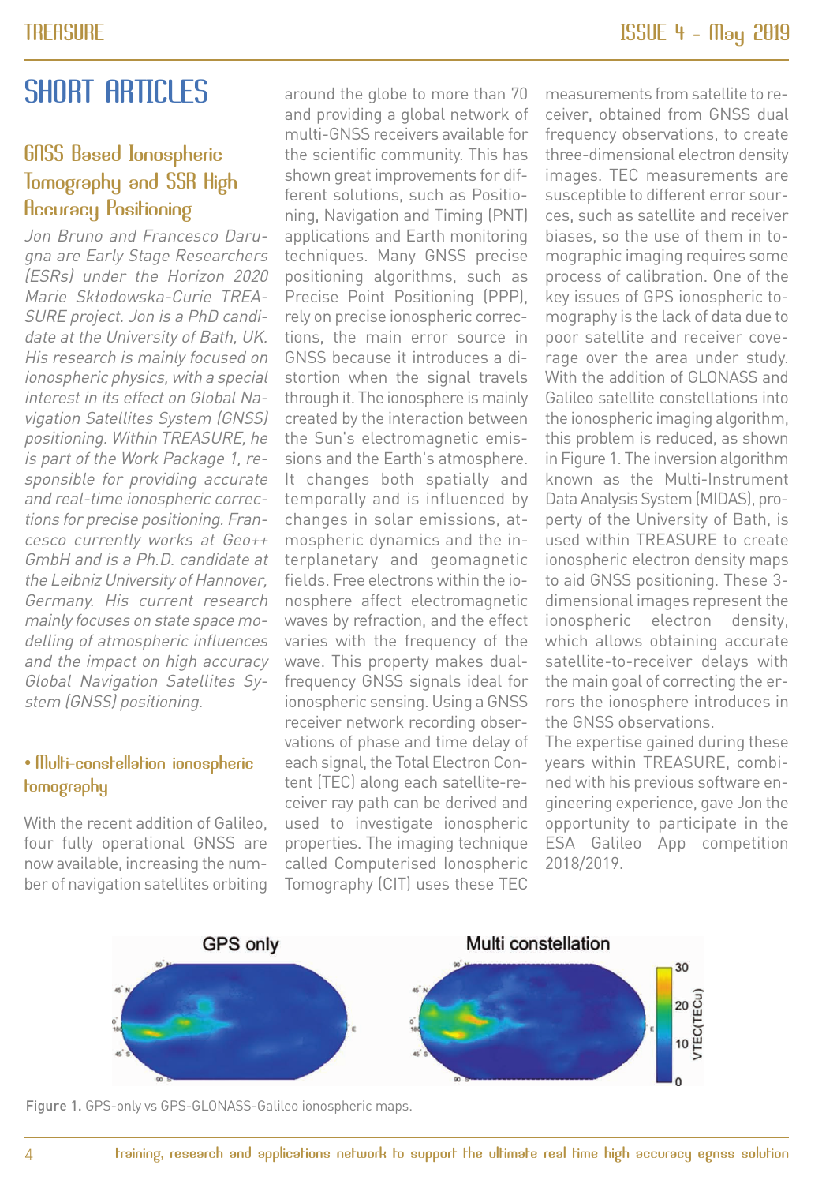# SHORT ARTICLES

## GNSS Based Ionospheric Tomography and SSR High Accuracy Positioning

*Jon Bruno and Francesco Darugna are Early Stage Researchers (ESRs) under the Horizon 2020 Marie Skłodowska-Curie TREASURE project. Jon is a PhD candidate at the University of Bath, UK. His research is mainly focused on ionospheric physics, with a special interest in its effect on Global Navigation Satellites System (GNSS) positioning. Within TREASURE, he is part of the Work Package 1, responsible for providing accurate and real-time ionospheric corrections for precise positioning. Francesco currently works at Geo++ GmbH and is a Ph.D. candidate at the Leibniz University of Hannover, Germany. His current research mainly focuses on state space modelling of atmospheric influences and the impact on high accuracy Global Navigation Satellites System (GNSS) positioning.*

### • Multi-constellation ionospheric tomography

With the recent addition of Galileo, four fully operational GNSS are now available, increasing the number of navigation satellites orbiting around the globe to more than 70 and providing a global network of multi-GNSS receivers available for the scientific community. This has shown great improvements for different solutions, such as Positioning, Navigation and Timing (PNT) applications and Earth monitoring techniques. Many GNSS precise positioning algorithms, such as Precise Point Positioning (PPP), rely on precise ionospheric corrections, the main error source in GNSS because it introduces a distortion when the signal travels through it. The ionosphere is mainly created by the interaction between the Sun's electromagnetic emissions and the Earth's atmosphere. It changes both spatially and temporally and is influenced by changes in solar emissions, atmospheric dynamics and the interplanetary and geomagnetic fields. Free electrons within the ionosphere affect electromagnetic waves by refraction, and the effect varies with the frequency of the wave. This property makes dual-frequency GNSS signals ideal for ionospheric sensing. Using a GNSS receiver network recording observations of phase and time delay of each signal, the Total Electron Content (TEC) along each satellite-receiver ray path can be derived and used to investigate ionospheric properties. The imaging technique called Computerised Ionospheric Tomography (CIT) uses these TEC measurements from satellite to receiver, obtained from GNSS dual frequency observations, to create three-dimensional electron density images. TEC measurements are susceptible to different error sources, such as satellite and receiver biases, so the use of them in tomographic imaging requires some process of calibration. One of the key issues of GPS ionospheric tomography is the lack of data due to poor satellite and receiver coverage over the area under study. With the addition of GLONASS and Galileo satellite constellations into the ionospheric imaging algorithm, this problem is reduced, as shown in Figure 1. The inversion algorithm known as the Multi-Instrument Data Analysis System (MIDAS), property of the University of Bath, is used within TREASURE to create ionospheric electron density maps to aid GNSS positioning. These 3-dimensional images represent the ionospheric electron density, which allows obtaining accurate satellite-to-receiver delays with the main goal of correcting the errors the ionosphere introduces in the GNSS observations.

The expertise gained during these years within TREASURE, combined with his previous software engineering experience, gave Jon the opportunity to participate in the ESA Galileo App competition 2018/2019.

Figure 1. GPS-only vs GPS-GLONASS-Galileo ionospheric maps.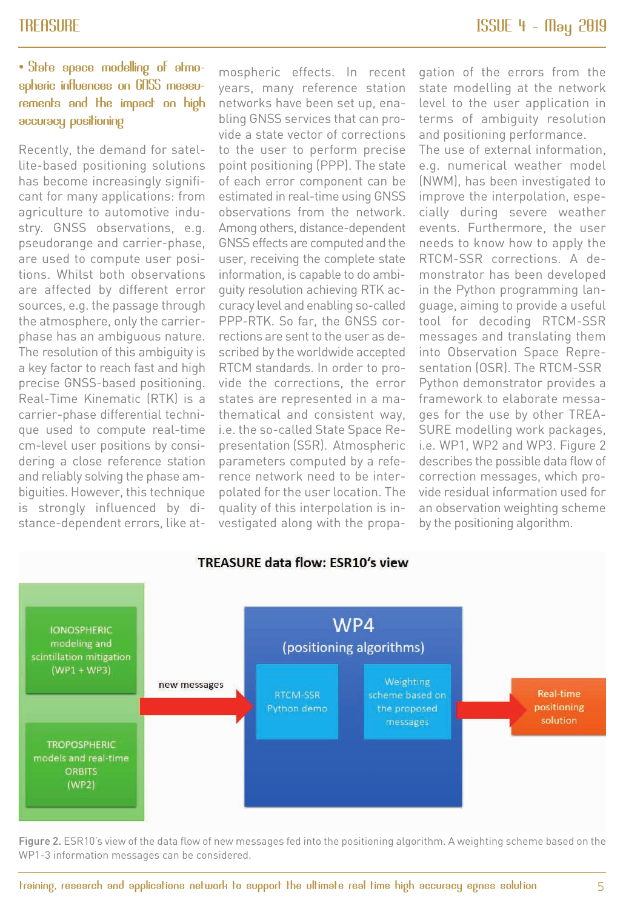## • State space modelling of atmospheric influences on GNSS measurements and the impact on high accuracy positioning

Recently, the demand for satellite-based positioning solutions has become increasingly significant for many applications: from agriculture to automotive industry. GNSS observations, e.g. pseudorange and carrier-phase, are used to compute user positions. Whilst both observations are affected by different error sources, e.g. the passage through the atmosphere, only the carrier-phase has an ambiguous nature. The resolution of this ambiguity is a key factor to reach fast and high precise GNSS-based positioning. Real-Time Kinematic (RTK) is a carrier-phase differential technique used to compute real-time cm-level user positions by considering a close reference station and reliably solving the phase ambiguities. However, this technique is strongly influenced by distance-dependent errors, like atmospheric effects. In recent years, many reference station networks have been set up, enabling GNSS services that can provide a state vector of corrections to the user to perform precise point positioning (PPP). The state of each error component can be estimated in real-time using GNSS observations from the network. Among others, distance-dependent GNSS effects are computed and the user, receiving the complete state information, is capable to do ambiguity resolution achieving RTK accuracy level and enabling so-called PPP-RTK. So far, the GNSS corrections are sent to the user as described by the worldwide accepted RTCM standards. In order to provide the corrections, the error states are represented in a mathematical and consistent way, i.e. the so-called State Space Representation (SSR). Atmospheric parameters computed by a reference network need to be interpolated for the user location. The quality of this interpolation is investigated along with the propagation of the errors from the state modelling at the network level to the user application in terms of ambiguity resolution and positioning performance. The use of external information, e.g. numerical weather model (NWM), has been investigated to improve the interpolation, especially during severe weather events. Furthermore, the user needs to know how to apply the RTCM-SSR corrections. A demonstrator has been developed in the Python programming language, aiming to provide a useful tool for decoding RTCM-SSR messages and translating them into Observation Space Representation (OSR). The RTCM-SSR Python demonstrator provides a framework to elaborate messages for the use by other TREASURE modelling work packages, i.e. WP1, WP2 and WP3. Figure 2 describes the possible data flow of correction messages, which provide residual information used for an observation weighting scheme by the positioning algorithm.

**TREASURE data flow: ESR10's view**

IONOSPHERIC modeling and scintillation mitigation (WP1 + WP3)

TROPOSPHERIC models and real-time ORBITS (WP2)

new messages

WP4 (positioning algorithms)

RTCM-SSR Python demo

Weighting scheme based on the proposed messages

Real-time positioning solution

Figure 2. ESR10's view of the data flow of new messages fed into the positioning algorithm. A weighting scheme based on the WP1-3 information messages can be considered.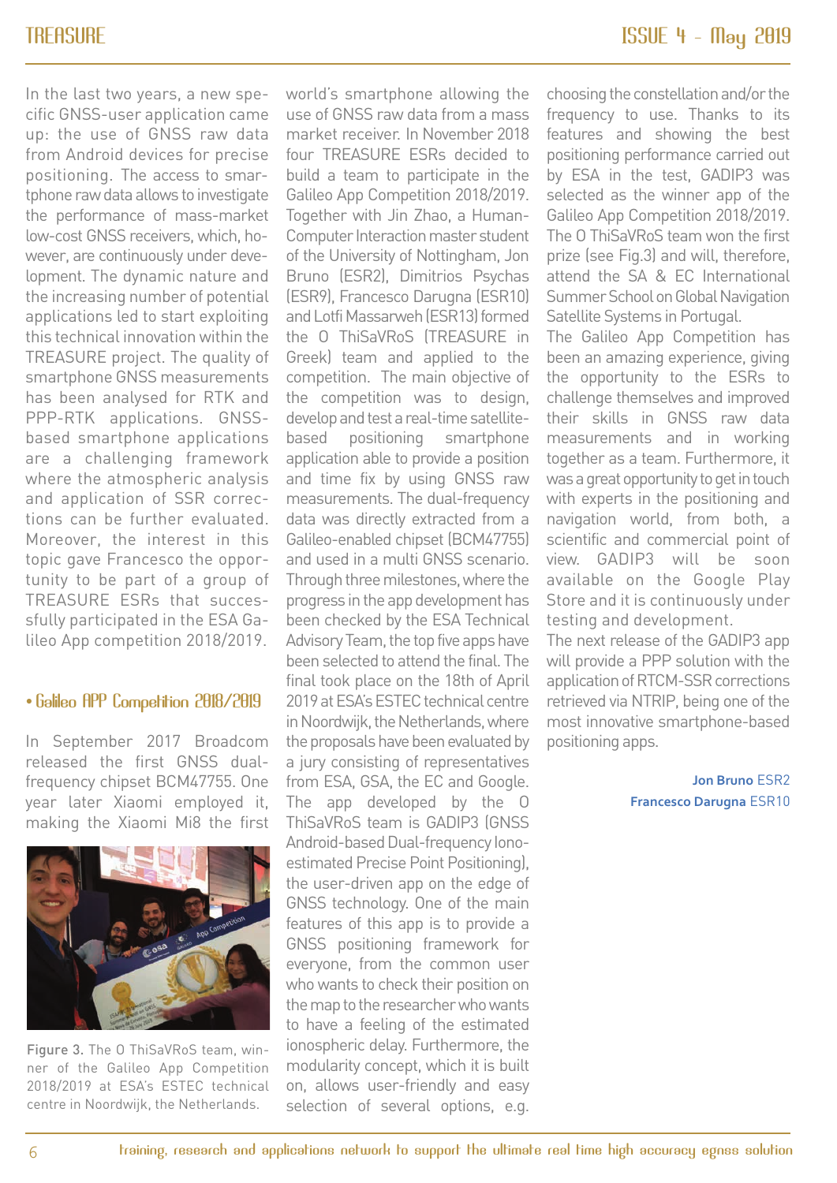In the last two years, a new specific GNSS-user application came up: the use of GNSS raw data from Android devices for precise positioning. The access to smartphone raw data allows to investigate the performance of mass-market low-cost GNSS receivers, which, however, are continuously under development. The dynamic nature and the increasing number of potential applications led to start exploiting this technical innovation within the TREASURE project. The quality of smartphone GNSS measurements has been analysed for RTK and PPP-RTK applications. GNSS-based smartphone applications are a challenging framework where the atmospheric analysis and application of SSR corrections can be further evaluated. Moreover, the interest in this topic gave Francesco the opportunity to be part of a group of TREASURE ESRs that successfully participated in the ESA Galileo App competition 2018/2019.

## • Galileo APP Competition 2018/2019

In September 2017 Broadcom released the first GNSS dual-frequency chipset BCM47755. One year later Xiaomi employed it, making the Xiaomi Mi8 the first world's smartphone allowing the use of GNSS raw data from a mass market receiver. In November 2018 four TREASURE ESRs decided to build a team to participate in the Galileo App Competition 2018/2019. Together with Jin Zhao, a Human-Computer Interaction master student of the University of Nottingham, Jon Bruno (ESR2), Dimitrios Psychas (ESR9), Francesco Darugna (ESR10) and Lotfi Massarweh (ESR13) formed the O ThiSaVRoS (TREASURE in Greek) team and applied to the competition. The main objective of the competition was to design, develop and test a real-time satellite-based positioning smartphone application able to provide a position and time fix by using GNSS raw measurements. The dual-frequency data was directly extracted from a Galileo-enabled chipset (BCM47755) and used in a multi GNSS scenario. Through three milestones, where the progress in the app development has been checked by the ESA Technical Advisory Team, the top five apps have been selected to attend the final. The final took place on the 18th of April 2019 at ESA's ESTEC technical centre in Noordwijk, the Netherlands, where the proposals have been evaluated by a jury consisting of representatives from ESA, GSA, the EC and Google. The app developed by the O ThiSaVRoS team is GADIP3 (GNSS Android-based Dual-frequency Iono-estimated Precise Point Positioning), the user-driven app on the edge of GNSS technology. One of the main features of this app is to provide a GNSS positioning framework for everyone, from the common user who wants to check their position on the map to the researcher who wants to have a feeling of the estimated ionospheric delay. Furthermore, the modularity concept, which it is built on, allows user-friendly and easy selection of several options, e.g. choosing the constellation and/or the frequency to use. Thanks to its features and showing the best positioning performance carried out by ESA in the test, GADIP3 was selected as the winner app of the Galileo App Competition 2018/2019. The O ThiSaVRoS team won the first prize (see Fig.3) and will, therefore, attend the SA & EC International Summer School on Global Navigation Satellite Systems in Portugal.

Figure 3. The O ThiSaVRoS team, winner of the Galileo App Competition 2018/2019 at ESA's ESTEC technical centre in Noordwijk, the Netherlands.

The Galileo App Competition has been an amazing experience, giving the opportunity to the ESRs to challenge themselves and improved their skills in GNSS raw data measurements and in working together as a team. Furthermore, it was a great opportunity to get in touch with experts in the positioning and navigation world, from both, a scientific and commercial point of view. GADIP3 will be soon available on the Google Play Store and it is continuously under testing and development.

The next release of the GADIP3 app will provide a PPP solution with the application of RTCM-SSR corrections retrieved via NTRIP, being one of the most innovative smartphone-based positioning apps.

**Jon Bruno** ESR2
**Francesco Darugna** ESR10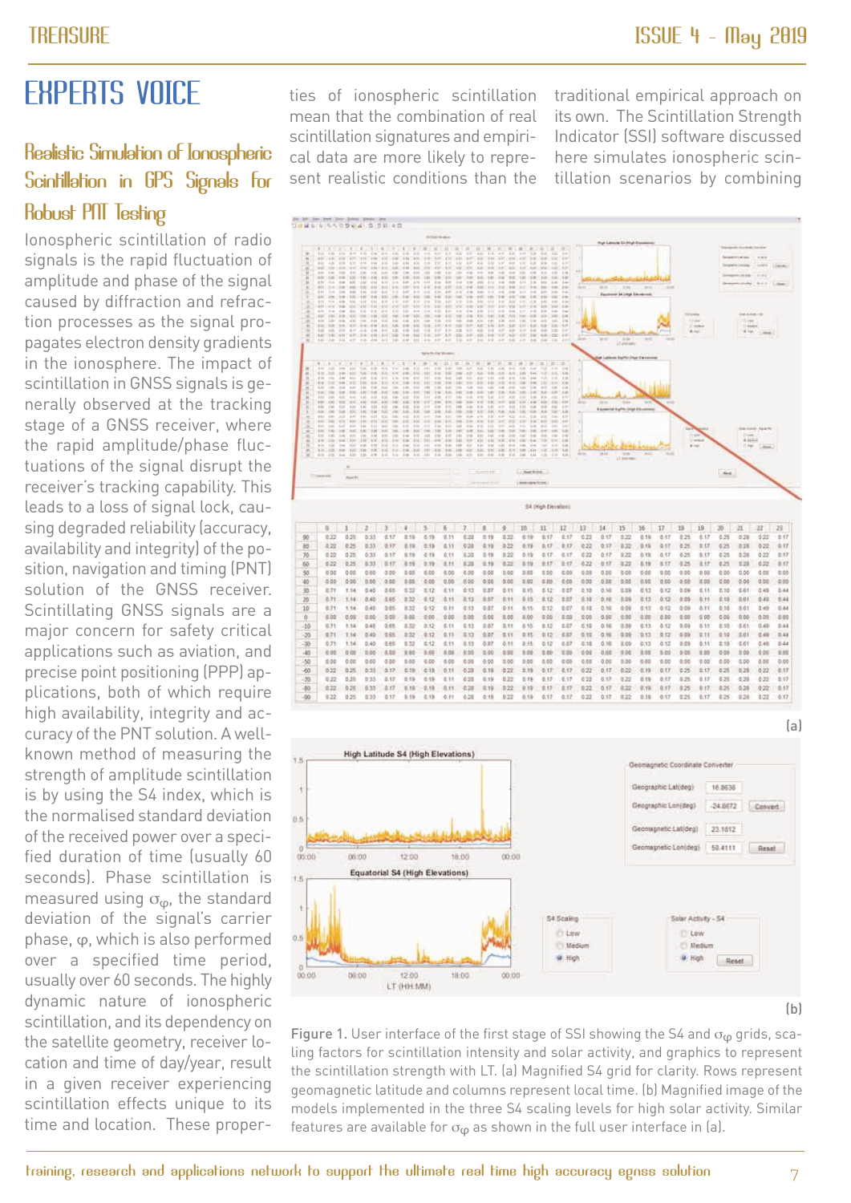# EXPERTS VOICE

## Realistic Simulation of Ionospheric Scintillation in GPS Signals for Robust PNT Testing

Ionospheric scintillation of radio signals is the rapid fluctuation of amplitude and phase of the signal caused by diffraction and refraction processes as the signal propagates electron density gradients in the ionosphere. The impact of scintillation in GNSS signals is generally observed at the tracking stage of a GNSS receiver, where the rapid amplitude/phase fluctuations of the signal disrupt the receiver's tracking capability. This leads to a loss of signal lock, causing degraded reliability (accuracy, availability and integrity) of the position, navigation and timing (PNT) solution of the GNSS receiver. Scintillating GNSS signals are a major concern for safety critical applications such as aviation, and precise point positioning (PPP) applications, both of which require high availability, integrity and accuracy of the PNT solution. A well-known method of measuring the strength of amplitude scintillation is by using the S4 index, which is the normalised standard deviation of the received power over a specified duration of time (usually 60 seconds). Phase scintillation is measured using $\sigma_{\varphi}$, the standard deviation of the signal's carrier phase, $\varphi$, which is also performed over a specified time period, usually over 60 seconds. The highly dynamic nature of ionospheric scintillation, and its dependency on the satellite geometry, receiver location and time of day/year, result in a given receiver experiencing scintillation effects unique to its time and location. These properties of ionospheric scintillation mean that the combination of real scintillation signatures and empirical data are more likely to represent realistic conditions than the traditional empirical approach on its own. The Scintillation Strength Indicator (SSI) software discussed here simulates ionospheric scintillation scenarios by combining

Figure 1. User interface of the first stage of SSI showing the S4 and $\sigma_{\varphi}$ grids, scaling factors for scintillation intensity and solar activity, and graphics to represent the scintillation strength with LT. (a) Magnified S4 grid for clarity. Rows represent geomagnetic latitude and columns represent local time. (b) Magnified image of the models implemented in the three S4 scaling levels for high solar activity. Similar features are available for $\sigma_{\varphi}$ as shown in the full user interface in (a).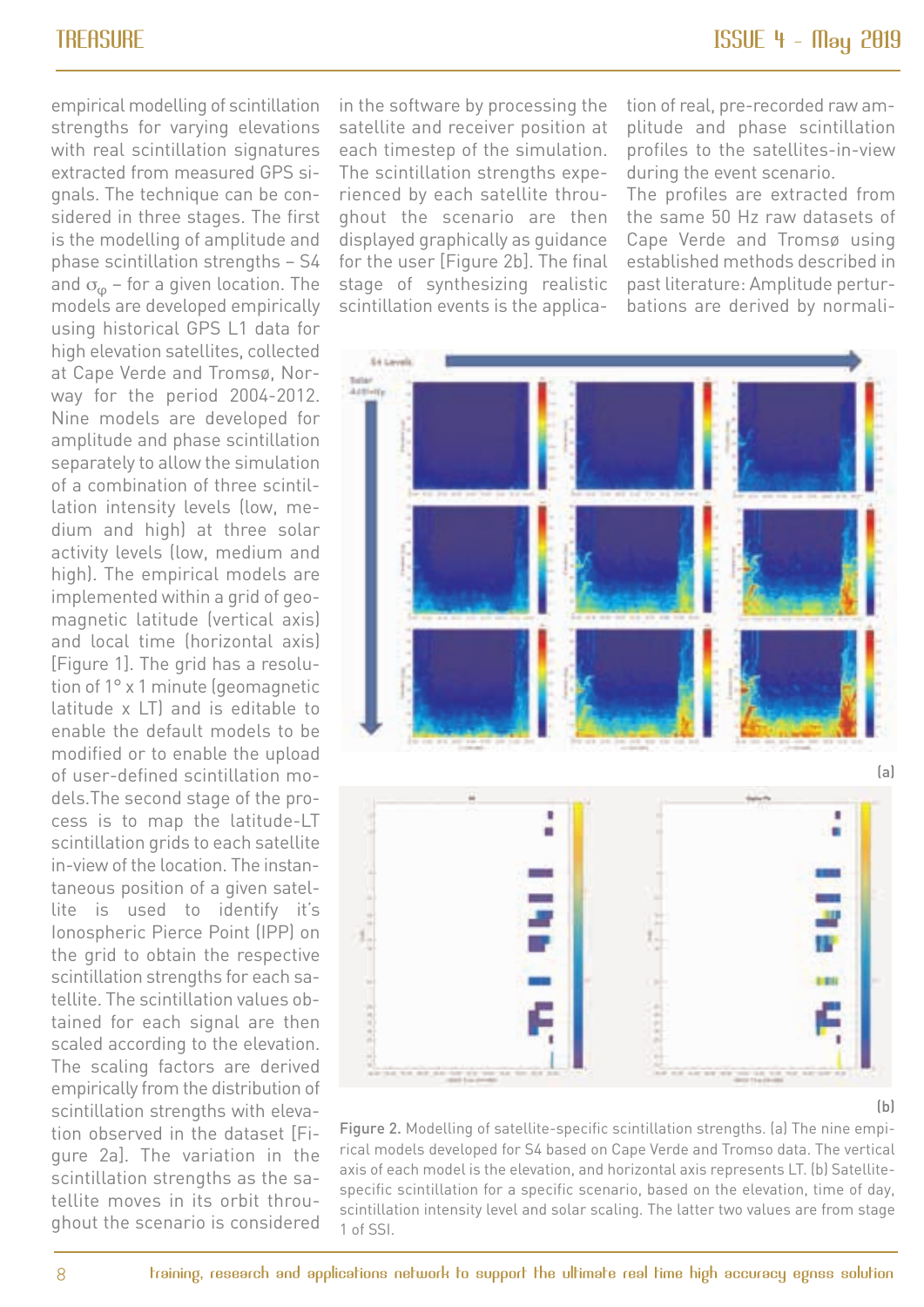empirical modelling of scintillation strengths for varying elevations with real scintillation signatures extracted from measured GPS signals. The technique can be considered in three stages. The first is the modelling of amplitude and phase scintillation strengths – S4 and $\sigma_\varphi$ – for a given location. The models are developed empirically using historical GPS L1 data for high elevation satellites, collected at Cape Verde and Tromsø, Norway for the period 2004-2012. Nine models are developed for amplitude and phase scintillation separately to allow the simulation of a combination of three scintillation intensity levels (low, medium and high) at three solar activity levels (low, medium and high). The empirical models are implemented within a grid of geomagnetic latitude (vertical axis) and local time (horizontal axis) [Figure 1]. The grid has a resolution of 1° x 1 minute (geomagnetic latitude x LT) and is editable to enable the default models to be modified or to enable the upload of user-defined scintillation models.The second stage of the process is to map the latitude-LT scintillation grids to each satellite in-view of the location. The instantaneous position of a given satellite is used to identify it's Ionospheric Pierce Point (IPP) on the grid to obtain the respective scintillation strengths for each satellite. The scintillation values obtained for each signal are then scaled according to the elevation. The scaling factors are derived empirically from the distribution of scintillation strengths with elevation observed in the dataset [Figure 2a]. The variation in the scintillation strengths as the satellite moves in its orbit throughout the scenario is considered in the software by processing the satellite and receiver position at each timestep of the simulation. The scintillation strengths experienced by each satellite throughout the scenario are then displayed graphically as guidance for the user [Figure 2b]. The final stage of synthesizing realistic scintillation events is the application of real, pre-recorded raw amplitude and phase scintillation profiles to the satellites-in-view during the event scenario.

The profiles are extracted from the same 50 Hz raw datasets of Cape Verde and Tromsø using established methods described in past literature: Amplitude perturbations are derived by normali-

Figure 2. Modelling of satellite-specific scintillation strengths. (a) The nine empirical models developed for S4 based on Cape Verde and Tromso data. The vertical axis of each model is the elevation, and horizontal axis represents LT. (b) Satellite-specific scintillation for a specific scenario, based on the elevation, time of day, scintillation intensity level and solar scaling. The latter two values are from stage 1 of SSI.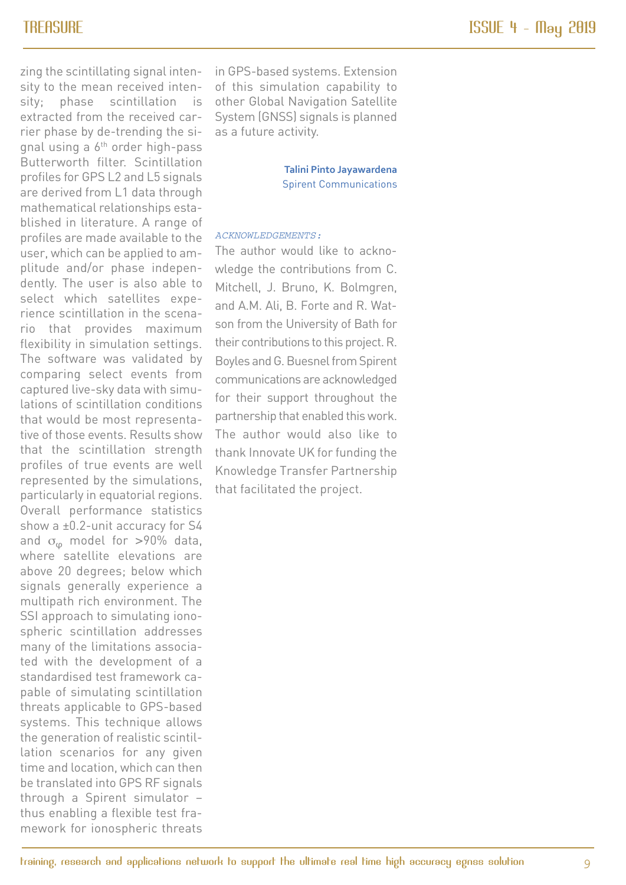zing the scintillating signal intensity to the mean received intensity; phase scintillation is extracted from the received carrier phase by de-trending the signal using a 6[th] order high-pass Butterworth filter. Scintillation profiles for GPS L2 and L5 signals are derived from L1 data through mathematical relationships established in literature. A range of profiles are made available to the user, which can be applied to amplitude and/or phase independently. The user is also able to select which satellites experience scintillation in the scenario that provides maximum flexibility in simulation settings. The software was validated by comparing select events from captured live-sky data with simulations of scintillation conditions that would be most representative of those events. Results show that the scintillation strength profiles of true events are well represented by the simulations, particularly in equatorial regions. Overall performance statistics show a ±0.2-unit accuracy for S4 and $\sigma_\varphi$ model for >90% data, where satellite elevations are above 20 degrees; below which signals generally experience a multipath rich environment. The SSI approach to simulating ionospheric scintillation addresses many of the limitations associated with the development of a standardised test framework capable of simulating scintillation threats applicable to GPS-based systems. This technique allows the generation of realistic scintillation scenarios for any given time and location, which can then be translated into GPS RF signals through a Spirent simulator – thus enabling a flexible test framework for ionospheric threats in GPS-based systems. Extension of this simulation capability to other Global Navigation Satellite System (GNSS) signals is planned as a future activity.

**Talini Pinto Jayawardena**
Spirent Communications

*ACKNOWLEDGEMENTS:*

The author would like to acknowledge the contributions from C. Mitchell, J. Bruno, K. Bolmgren, and A.M. Ali, B. Forte and R. Watson from the University of Bath for their contributions to this project. R. Boyles and G. Buesnel from Spirent communications are acknowledged for their support throughout the partnership that enabled this work. The author would also like to thank Innovate UK for funding the Knowledge Transfer Partnership that facilitated the project.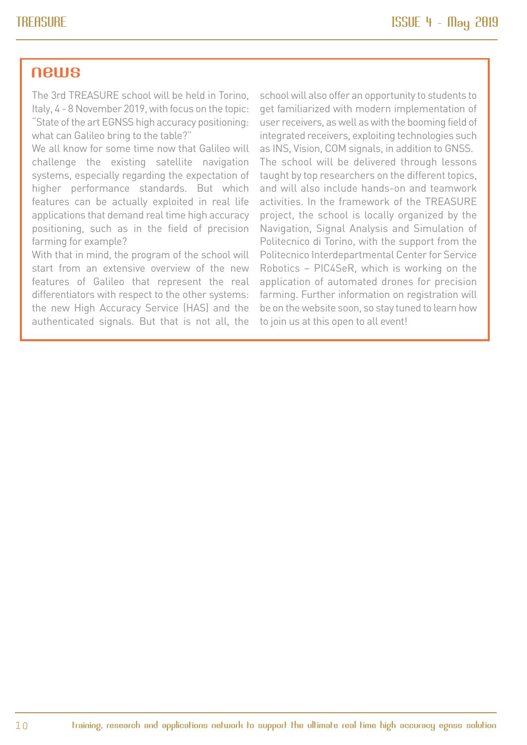## news

The 3rd TREASURE school will be held in Torino, Italy, 4 - 8 November 2019, with focus on the topic: "State of the art EGNSS high accuracy positioning: what can Galileo bring to the table?"

We all know for some time now that Galileo will challenge the existing satellite navigation systems, especially regarding the expectation of higher performance standards. But which features can be actually exploited in real life applications that demand real time high accuracy positioning, such as in the field of precision farming for example?

With that in mind, the program of the school will start from an extensive overview of the new features of Galileo that represent the real differentiators with respect to the other systems: the new High Accuracy Service (HAS) and the authenticated signals. But that is not all, the school will also offer an opportunity to students to get familiarized with modern implementation of user receivers, as well as with the booming field of integrated receivers, exploiting technologies such as INS, Vision, COM signals, in addition to GNSS.

The school will be delivered through lessons taught by top researchers on the different topics, and will also include hands-on and teamwork activities. In the framework of the TREASURE project, the school is locally organized by the Navigation, Signal Analysis and Simulation of Politecnico di Torino, with the support from the Politecnico Interdepartmental Center for Service Robotics – PIC4SeR, which is working on the application of automated drones for precision farming. Further information on registration will be on the website soon, so stay tuned to learn how to join us at this open to all event!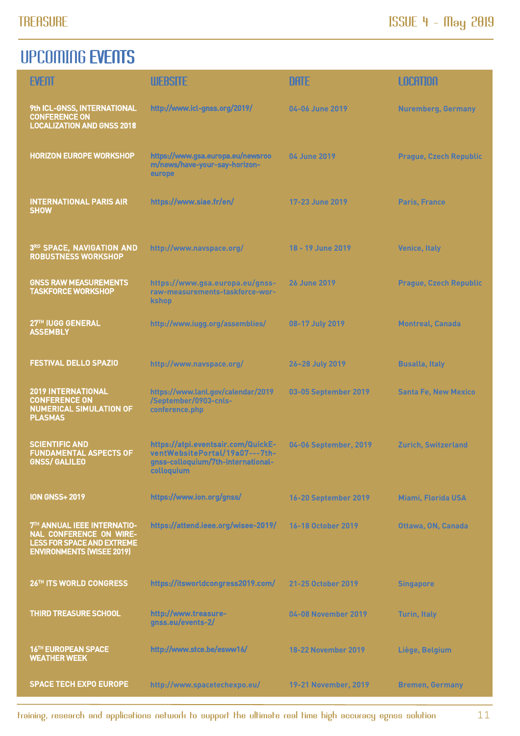# UPCOMING EVENTS

| EVENT | WEBSITE | DATE | LOCATION |
|---|---|---|---|
| 9th ICL-GNSS, INTERNATIONAL CONFERENCE ON LOCALIZATION AND GNSS 2018 | http://www.icl-gnss.org/2019/ | 04-06 June 2019 | Nuremberg, Germany |
| HORIZON EUROPE WORKSHOP | https://www.gsa.europa.eu/newsroom/news/have-your-say-horizon-europe | 04 June 2019 | Prague, Czech Republic |
| INTERNATIONAL PARIS AIR SHOW | https://www.siae.fr/en/ | 17-23 June 2019 | Paris, France |
| 3RD SPACE, NAVIGATION AND ROBUSTNESS WORKSHOP | http://www.navspace.org/ | 18 - 19 June 2019 | Venice, Italy |
| GNSS RAW MEASUREMENTS TASKFORCE WORKSHOP | https://www.gsa.europa.eu/gnss-raw-measurements-taskforce-workshop | 26 June 2019 | Prague, Czech Republic |
| 27TH IUGG GENERAL ASSEMBLY | http://www.iugg.org/assemblies/ | 08-17 July 2019 | Montreal, Canada |
| FESTIVAL DELLO SPAZIO | http://www.navspace.org/ | 26–28 July 2019 | Busalla, Italy |
| 2019 INTERNATIONAL CONFERENCE ON NUMERICAL SIMULATION OF PLASMAS | https://www.lanl.gov/calendar/2019/September/0903-cnls-conference.php | 03-05 September 2019 | Santa Fe, New Mexico |
| SCIENTIFIC AND FUNDAMENTAL ASPECTS OF GNSS/ GALILEO | https://atpi.eventsair.com/QuickEventWebsitePortal/19a07---7th-gnss-colloquium/7th-international-colloquium | 04-06 September, 2019 | Zurich, Switzerland |
| ION GNSS+ 2019 | https://www.ion.org/gnss/ | 16-20 September 2019 | Miami, Florida USA |
| 7TH ANNUAL IEEE INTERNATIONAL CONFERENCE ON WIRELESS FOR SPACE AND EXTREME ENVIRONMENTS (WISEE 2019) | https://attend.ieee.org/wisee-2019/ | 16-18 October 2019 | Ottawa, ON, Canada |
| 26TH ITS WORLD CONGRESS | https://itsworldcongress2019.com/ | 21-25 October 2019 | Singapore |
| THIRD TREASURE SCHOOL | http://www.treasure-gnss.eu/events-2/ | 04-08 November 2019 | Turin, Italy |
| 16TH EUROPEAN SPACE WEATHER WEEK | http://www.stce.be/esww16/ | 18-22 November 2019 | Liège, Belgium |
| SPACE TECH EXPO EUROPE | http://www.spacetechexpo.eu/ | 19-21 November, 2019 | Bremen, Germany |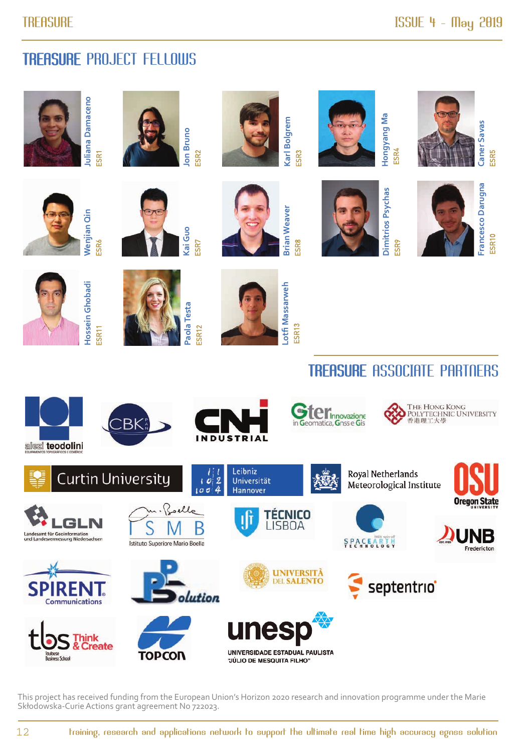## TREASURE PROJECT FELLOWS

Juliana Damaceno ESR1

Jon Bruno ESR2

Karl Bolgrem ESR3

Hongyang Ma ESR4

Caner Savas ESR5

Wenjian Qin ESR6

Kai Guo ESR7

Brian Weaver ESR8

Dimitrios Psychas ESR9

Francesco Darugna ESR10

Hossein Ghobadi ESR11

Paola Testa ESR12

Lotfi Massarweh ESR13

## TREASURE ASSOCIATE PARTNERS

alezi teodolini

CBK PAN

CNH INDUSTRIAL

Gter Innovazione in Geomatica, Gnss e Gis

The Hong Kong Polytechnic University 香港理工大學

Curtin University

Leibniz Universität Hannover

Royal Netherlands Meteorological Institute

OSU Oregon State University

LGLN Landesamt für Geoinformation und Landesvermessung Niedersachsen

ISMB Istituto Superiore Mario Boella

Técnico Lisboa

Spacearth Technology

UNB Fredericton

Spirent Communications

P3 Solution

Università del Salento

septentrio

tbs Think & Create Toulouse Business School

TOPCON

unesp Universidade Estadual Paulista "Júlio de Mesquita Filho"

This project has received funding from the European Union's Horizon 2020 research and innovation programme under the Marie Skłodowska-Curie Actions grant agreement No 722023.